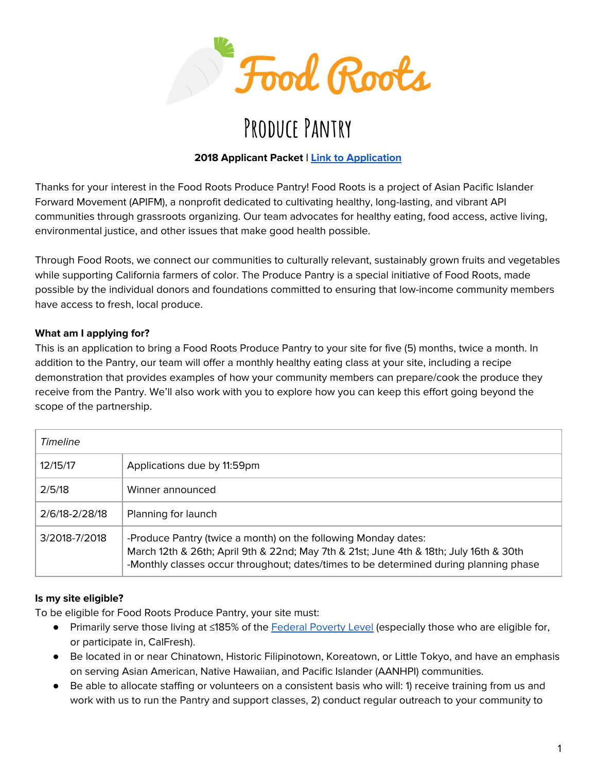# Food Roots

## Produce Pantry

**2018 Applicant Packet** | **[Link to Application]**

Thanks for your interest in the Food Roots Produce Pantry! Food Roots is a project of Asian Pacific Islander Forward Movement (APIFM), a nonprofit dedicated to cultivating healthy, long-lasting, and vibrant API communities through grassroots organizing. Our team advocates for healthy eating, food access, active living, environmental justice, and other issues that make good health possible.

Through Food Roots, we connect our communities to culturally relevant, sustainably grown fruits and vegetables while supporting California farmers of color. The Produce Pantry is a special initiative of Food Roots, made possible by the individual donors and foundations committed to ensuring that low-income community members have access to fresh, local produce.

**What am I applying for?**

This is an application to bring a Food Roots Produce Pantry to your site for five (5) months, twice a month. In addition to the Pantry, our team will offer a monthly healthy eating class at your site, including a recipe demonstration that provides examples of how your community members can prepare/cook the produce they receive from the Pantry. We'll also work with you to explore how you can keep this effort going beyond the scope of the partnership.

| *Timeline* | |
|---|---|
| 12/15/17 | Applications due by 11:59pm |
| 2/5/18 | Winner announced |
| 2/6/18-2/28/18 | Planning for launch |
| 3/2018-7/2018 | -Produce Pantry (twice a month) on the following Monday dates: March 12th & 26th; April 9th & 22nd; May 7th & 21st; June 4th & 18th; July 16th & 30th<br>-Monthly classes occur throughout; dates/times to be determined during planning phase |

**Is my site eligible?**

To be eligible for Food Roots Produce Pantry, your site must:

- Primarily serve those living at ≤185% of the [Federal Poverty Level] (especially those who are eligible for, or participate in, CalFresh).
- Be located in or near Chinatown, Historic Filipinotown, Koreatown, or Little Tokyo, and have an emphasis on serving Asian American, Native Hawaiian, and Pacific Islander (AANHPI) communities.
- Be able to allocate staffing or volunteers on a consistent basis who will: 1) receive training from us and work with us to run the Pantry and support classes, 2) conduct regular outreach to your community to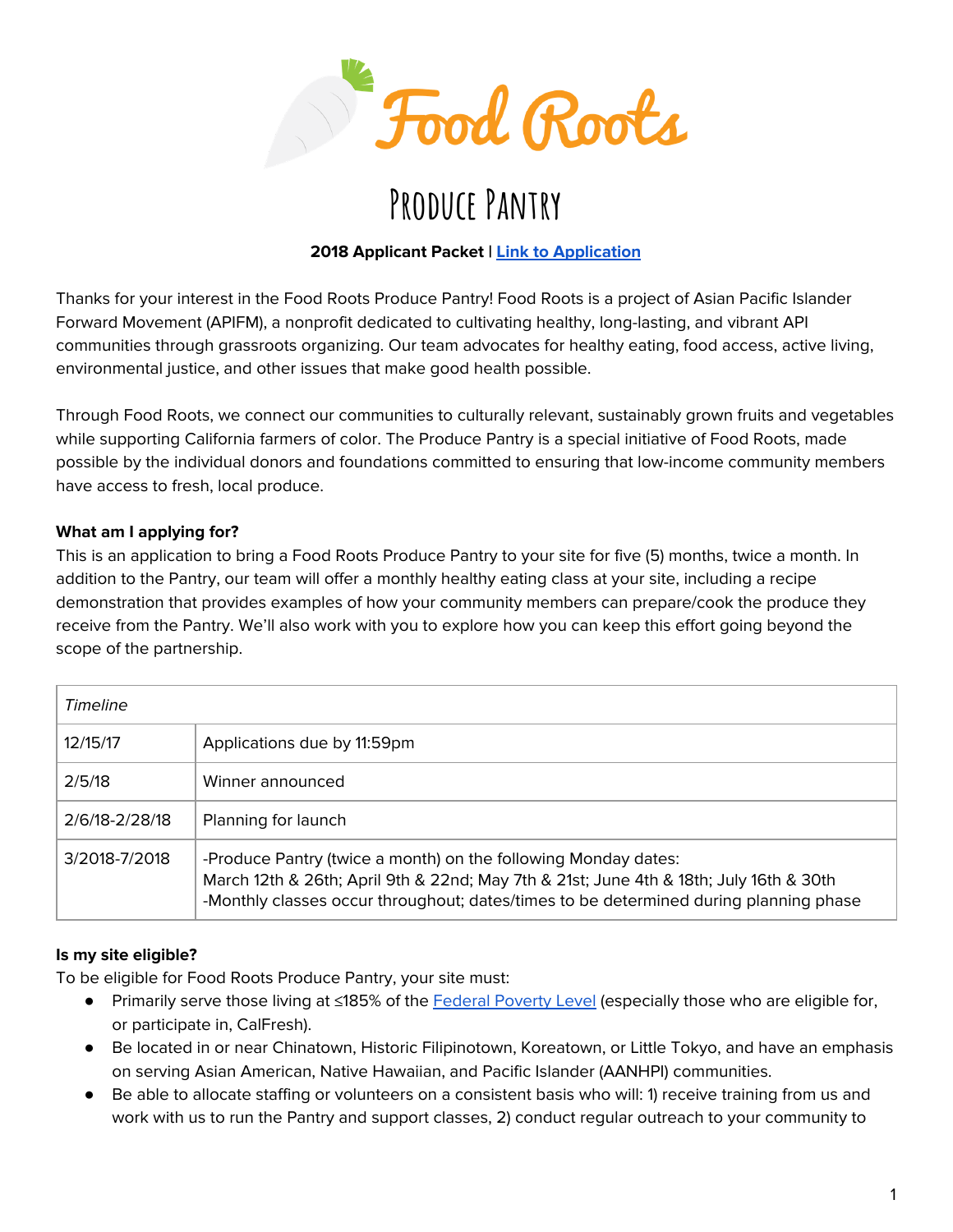# Food Roots

## Produce Pantry

**2018 Applicant Packet | [Link to Application]**

Thanks for your interest in the Food Roots Produce Pantry! Food Roots is a project of Asian Pacific Islander Forward Movement (APIFM), a nonprofit dedicated to cultivating healthy, long-lasting, and vibrant API communities through grassroots organizing. Our team advocates for healthy eating, food access, active living, environmental justice, and other issues that make good health possible.

Through Food Roots, we connect our communities to culturally relevant, sustainably grown fruits and vegetables while supporting California farmers of color. The Produce Pantry is a special initiative of Food Roots, made possible by the individual donors and foundations committed to ensuring that low-income community members have access to fresh, local produce.

**What am I applying for?**

This is an application to bring a Food Roots Produce Pantry to your site for five (5) months, twice a month. In addition to the Pantry, our team will offer a monthly healthy eating class at your site, including a recipe demonstration that provides examples of how your community members can prepare/cook the produce they receive from the Pantry. We'll also work with you to explore how you can keep this effort going beyond the scope of the partnership.

| *Timeline* | |
|---|---|
| 12/15/17 | Applications due by 11:59pm |
| 2/5/18 | Winner announced |
| 2/6/18-2/28/18 | Planning for launch |
| 3/2018-7/2018 | -Produce Pantry (twice a month) on the following Monday dates: March 12th & 26th; April 9th & 22nd; May 7th & 21st; June 4th & 18th; July 16th & 30th<br>-Monthly classes occur throughout; dates/times to be determined during planning phase |

**Is my site eligible?**

To be eligible for Food Roots Produce Pantry, your site must:

- Primarily serve those living at ≤185% of the [Federal Poverty Level] (especially those who are eligible for, or participate in, CalFresh).
- Be located in or near Chinatown, Historic Filipinotown, Koreatown, or Little Tokyo, and have an emphasis on serving Asian American, Native Hawaiian, and Pacific Islander (AANHPI) communities.
- Be able to allocate staffing or volunteers on a consistent basis who will: 1) receive training from us and work with us to run the Pantry and support classes, 2) conduct regular outreach to your community to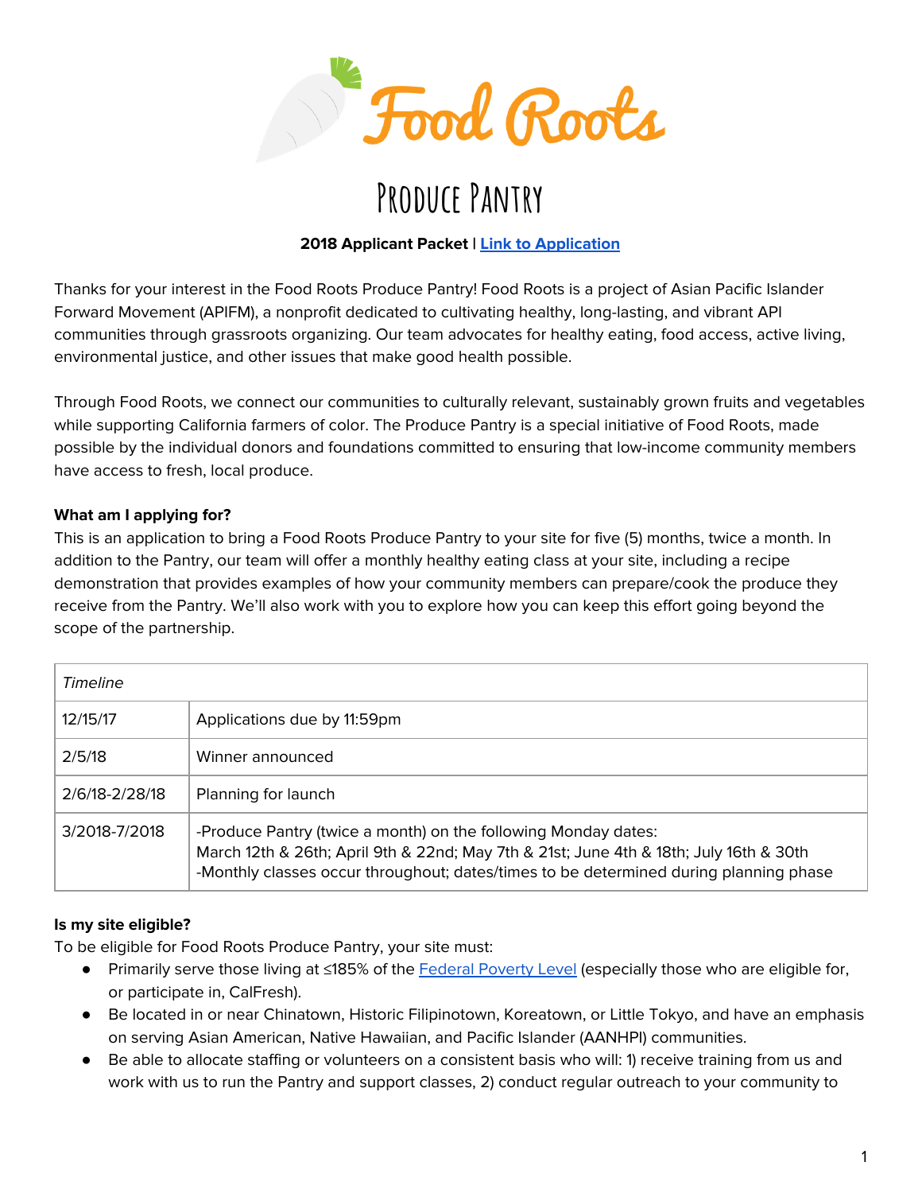# Food Roots

## Produce Pantry

**2018 Applicant Packet | [Link to Application]**

Thanks for your interest in the Food Roots Produce Pantry! Food Roots is a project of Asian Pacific Islander Forward Movement (APIFM), a nonprofit dedicated to cultivating healthy, long-lasting, and vibrant API communities through grassroots organizing. Our team advocates for healthy eating, food access, active living, environmental justice, and other issues that make good health possible.

Through Food Roots, we connect our communities to culturally relevant, sustainably grown fruits and vegetables while supporting California farmers of color. The Produce Pantry is a special initiative of Food Roots, made possible by the individual donors and foundations committed to ensuring that low-income community members have access to fresh, local produce.

**What am I applying for?**

This is an application to bring a Food Roots Produce Pantry to your site for five (5) months, twice a month. In addition to the Pantry, our team will offer a monthly healthy eating class at your site, including a recipe demonstration that provides examples of how your community members can prepare/cook the produce they receive from the Pantry. We'll also work with you to explore how you can keep this effort going beyond the scope of the partnership.

| *Timeline* | |
|---|---|
| 12/15/17 | Applications due by 11:59pm |
| 2/5/18 | Winner announced |
| 2/6/18-2/28/18 | Planning for launch |
| 3/2018-7/2018 | -Produce Pantry (twice a month) on the following Monday dates: March 12th & 26th; April 9th & 22nd; May 7th & 21st; June 4th & 18th; July 16th & 30th<br>-Monthly classes occur throughout; dates/times to be determined during planning phase |

**Is my site eligible?**

To be eligible for Food Roots Produce Pantry, your site must:

- Primarily serve those living at ≤185% of the [Federal Poverty Level] (especially those who are eligible for, or participate in, CalFresh).
- Be located in or near Chinatown, Historic Filipinotown, Koreatown, or Little Tokyo, and have an emphasis on serving Asian American, Native Hawaiian, and Pacific Islander (AANHPI) communities.
- Be able to allocate staffing or volunteers on a consistent basis who will: 1) receive training from us and work with us to run the Pantry and support classes, 2) conduct regular outreach to your community to